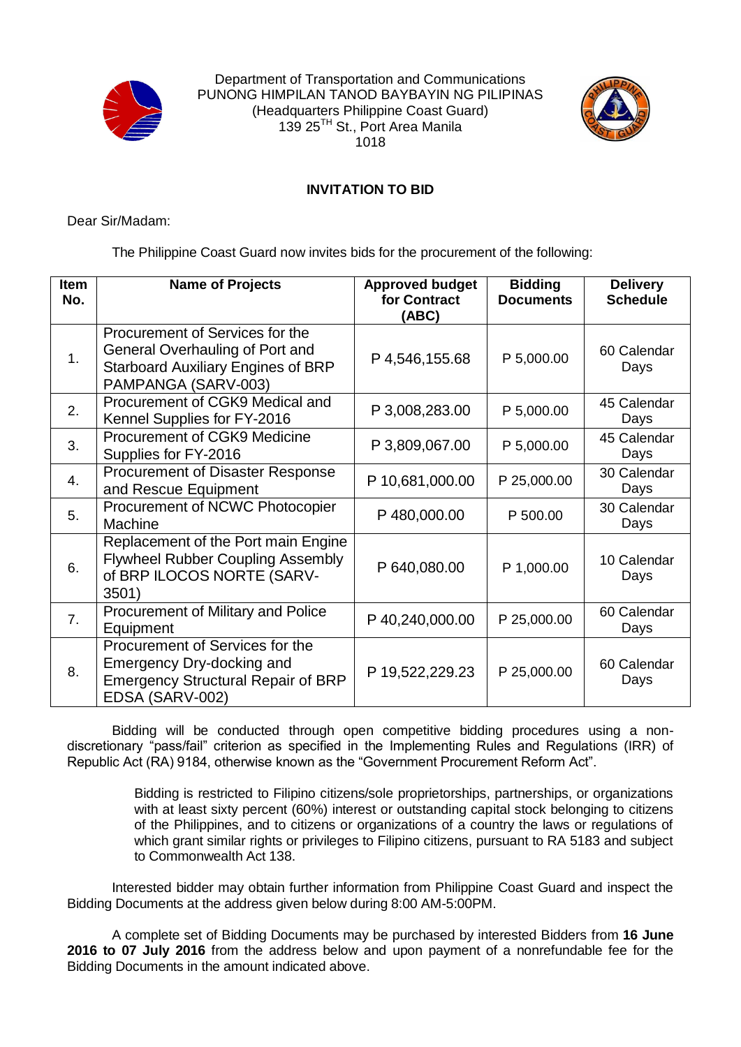Department of Transportation and Communications
PUNONG HIMPILAN TANOD BAYBAYIN NG PILIPINAS
(Headquarters Philippine Coast Guard)
139 25TH St., Port Area Manila
1018

## INVITATION TO BID

Dear Sir/Madam:

The Philippine Coast Guard now invites bids for the procurement of the following:

| Item No. | Name of Projects | Approved budget for Contract (ABC) | Bidding Documents | Delivery Schedule |
|---|---|---|---|---|
| 1. | Procurement of Services for the General Overhauling of Port and Starboard Auxiliary Engines of BRP PAMPANGA (SARV-003) | P 4,546,155.68 | P 5,000.00 | 60 Calendar Days |
| 2. | Procurement of CGK9 Medical and Kennel Supplies for FY-2016 | P 3,008,283.00 | P 5,000.00 | 45 Calendar Days |
| 3. | Procurement of CGK9 Medicine Supplies for FY-2016 | P 3,809,067.00 | P 5,000.00 | 45 Calendar Days |
| 4. | Procurement of Disaster Response and Rescue Equipment | P 10,681,000.00 | P 25,000.00 | 30 Calendar Days |
| 5. | Procurement of NCWC Photocopier Machine | P 480,000.00 | P 500.00 | 30 Calendar Days |
| 6. | Replacement of the Port main Engine Flywheel Rubber Coupling Assembly of BRP ILOCOS NORTE (SARV-3501) | P 640,080.00 | P 1,000.00 | 10 Calendar Days |
| 7. | Procurement of Military and Police Equipment | P 40,240,000.00 | P 25,000.00 | 60 Calendar Days |
| 8. | Procurement of Services for the Emergency Dry-docking and Emergency Structural Repair of BRP EDSA (SARV-002) | P 19,522,229.23 | P 25,000.00 | 60 Calendar Days |

Bidding will be conducted through open competitive bidding procedures using a non-discretionary "pass/fail" criterion as specified in the Implementing Rules and Regulations (IRR) of Republic Act (RA) 9184, otherwise known as the "Government Procurement Reform Act".

Bidding is restricted to Filipino citizens/sole proprietorships, partnerships, or organizations with at least sixty percent (60%) interest or outstanding capital stock belonging to citizens of the Philippines, and to citizens or organizations of a country the laws or regulations of which grant similar rights or privileges to Filipino citizens, pursuant to RA 5183 and subject to Commonwealth Act 138.

Interested bidder may obtain further information from Philippine Coast Guard and inspect the Bidding Documents at the address given below during 8:00 AM-5:00PM.

A complete set of Bidding Documents may be purchased by interested Bidders from **16 June 2016 to 07 July 2016** from the address below and upon payment of a nonrefundable fee for the Bidding Documents in the amount indicated above.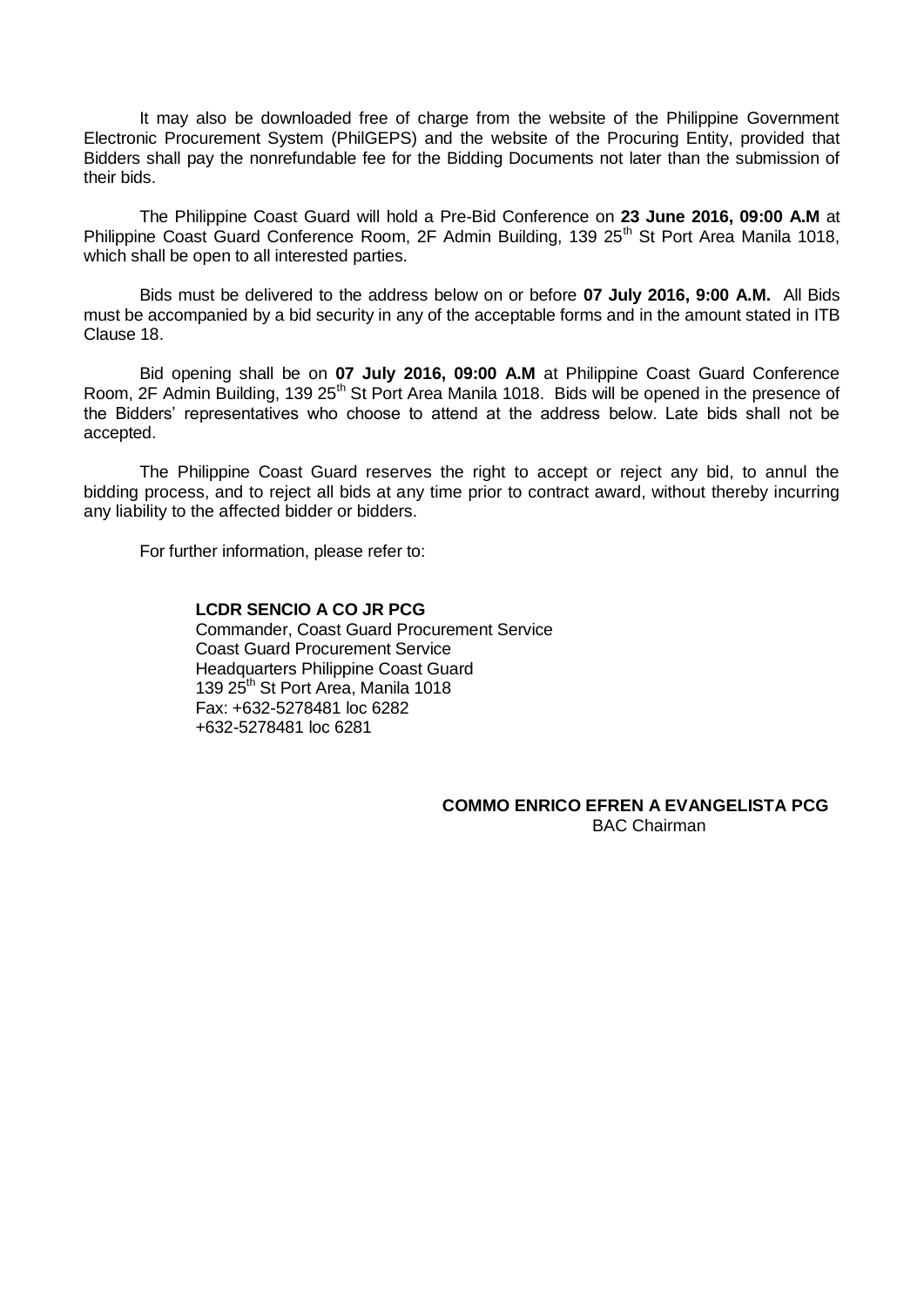It may also be downloaded free of charge from the website of the Philippine Government Electronic Procurement System (PhilGEPS) and the website of the Procuring Entity, provided that Bidders shall pay the nonrefundable fee for the Bidding Documents not later than the submission of their bids.

The Philippine Coast Guard will hold a Pre-Bid Conference on **23 June 2016, 09:00 A.M** at Philippine Coast Guard Conference Room, 2F Admin Building, 139 25th St Port Area Manila 1018, which shall be open to all interested parties.

Bids must be delivered to the address below on or before **07 July 2016, 9:00 A.M.** All Bids must be accompanied by a bid security in any of the acceptable forms and in the amount stated in ITB Clause 18.

Bid opening shall be on **07 July 2016, 09:00 A.M** at Philippine Coast Guard Conference Room, 2F Admin Building, 139 25th St Port Area Manila 1018. Bids will be opened in the presence of the Bidders' representatives who choose to attend at the address below. Late bids shall not be accepted.

The Philippine Coast Guard reserves the right to accept or reject any bid, to annul the bidding process, and to reject all bids at any time prior to contract award, without thereby incurring any liability to the affected bidder or bidders.

For further information, please refer to:

**LCDR SENCIO A CO JR PCG**
Commander, Coast Guard Procurement Service
Coast Guard Procurement Service
Headquarters Philippine Coast Guard
139 25th St Port Area, Manila 1018
Fax: +632-5278481 loc 6282
+632-5278481 loc 6281

**COMMO ENRICO EFREN A EVANGELISTA PCG**
BAC Chairman